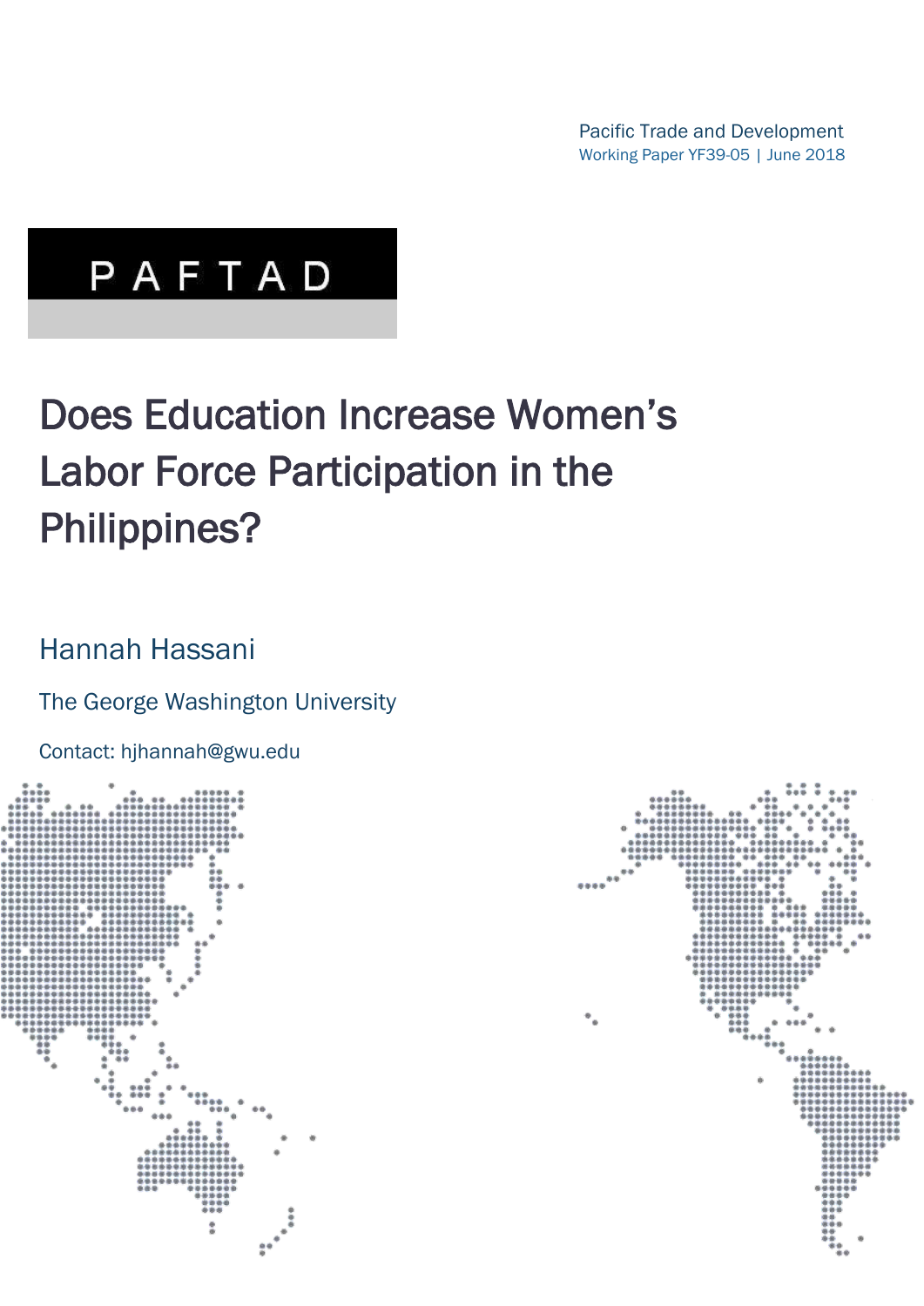Pacific Trade and Development
Working Paper YF39-05 | June 2018

PAFTAD

# Does Education Increase Women's Labor Force Participation in the Philippines?

Hannah Hassani

The George Washington University

Contact: hjhannah@gwu.edu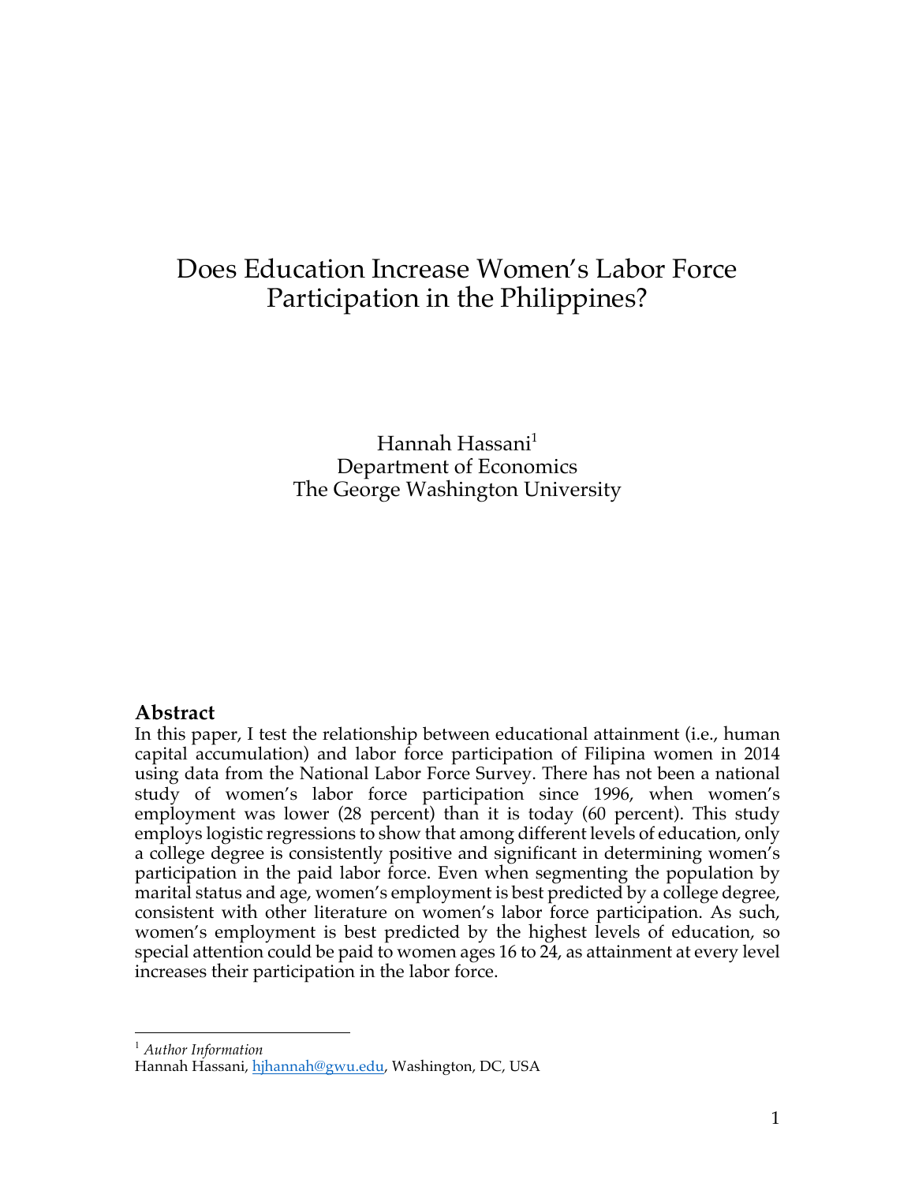# Does Education Increase Women's Labor Force Participation in the Philippines?

Hannah Hassani[1]  
Department of Economics  
The George Washington University

## Abstract

In this paper, I test the relationship between educational attainment (i.e., human capital accumulation) and labor force participation of Filipina women in 2014 using data from the National Labor Force Survey. There has not been a national study of women's labor force participation since 1996, when women's employment was lower (28 percent) than it is today (60 percent). This study employs logistic regressions to show that among different levels of education, only a college degree is consistently positive and significant in determining women's participation in the paid labor force. Even when segmenting the population by marital status and age, women's employment is best predicted by a college degree, consistent with other literature on women's labor force participation. As such, women's employment is best predicted by the highest levels of education, so special attention could be paid to women ages 16 to 24, as attainment at every level increases their participation in the labor force.

---

[1] *Author Information*  
Hannah Hassani, hjhannah@gwu.edu, Washington, DC, USA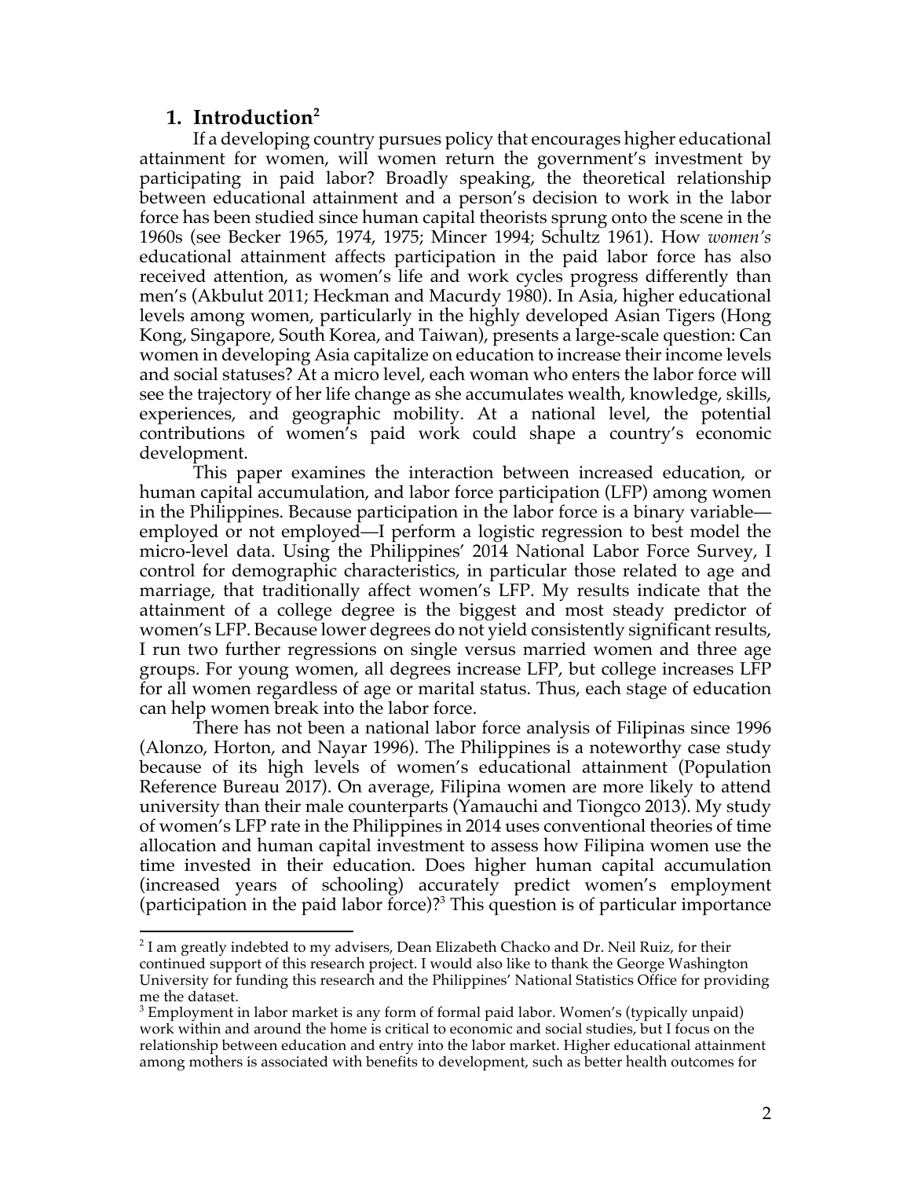## 1. Introduction[2]

If a developing country pursues policy that encourages higher educational attainment for women, will women return the government's investment by participating in paid labor? Broadly speaking, the theoretical relationship between educational attainment and a person's decision to work in the labor force has been studied since human capital theorists sprung onto the scene in the 1960s (see Becker 1965, 1974, 1975; Mincer 1994; Schultz 1961). How *women's* educational attainment affects participation in the paid labor force has also received attention, as women's life and work cycles progress differently than men's (Akbulut 2011; Heckman and Macurdy 1980). In Asia, higher educational levels among women, particularly in the highly developed Asian Tigers (Hong Kong, Singapore, South Korea, and Taiwan), presents a large-scale question: Can women in developing Asia capitalize on education to increase their income levels and social statuses? At a micro level, each woman who enters the labor force will see the trajectory of her life change as she accumulates wealth, knowledge, skills, experiences, and geographic mobility. At a national level, the potential contributions of women's paid work could shape a country's economic development.

This paper examines the interaction between increased education, or human capital accumulation, and labor force participation (LFP) among women in the Philippines. Because participation in the labor force is a binary variable—employed or not employed—I perform a logistic regression to best model the micro-level data. Using the Philippines' 2014 National Labor Force Survey, I control for demographic characteristics, in particular those related to age and marriage, that traditionally affect women's LFP. My results indicate that the attainment of a college degree is the biggest and most steady predictor of women's LFP. Because lower degrees do not yield consistently significant results, I run two further regressions on single versus married women and three age groups. For young women, all degrees increase LFP, but college increases LFP for all women regardless of age or marital status. Thus, each stage of education can help women break into the labor force.

There has not been a national labor force analysis of Filipinas since 1996 (Alonzo, Horton, and Nayar 1996). The Philippines is a noteworthy case study because of its high levels of women's educational attainment (Population Reference Bureau 2017). On average, Filipina women are more likely to attend university than their male counterparts (Yamauchi and Tiongco 2013). My study of women's LFP rate in the Philippines in 2014 uses conventional theories of time allocation and human capital investment to assess how Filipina women use the time invested in their education. Does higher human capital accumulation (increased years of schooling) accurately predict women's employment (participation in the paid labor force)?[3] This question is of particular importance

---

[2] I am greatly indebted to my advisers, Dean Elizabeth Chacko and Dr. Neil Ruiz, for their continued support of this research project. I would also like to thank the George Washington University for funding this research and the Philippines' National Statistics Office for providing me the dataset.

[3] Employment in labor market is any form of formal paid labor. Women's (typically unpaid) work within and around the home is critical to economic and social studies, but I focus on the relationship between education and entry into the labor market. Higher educational attainment among mothers is associated with benefits to development, such as better health outcomes for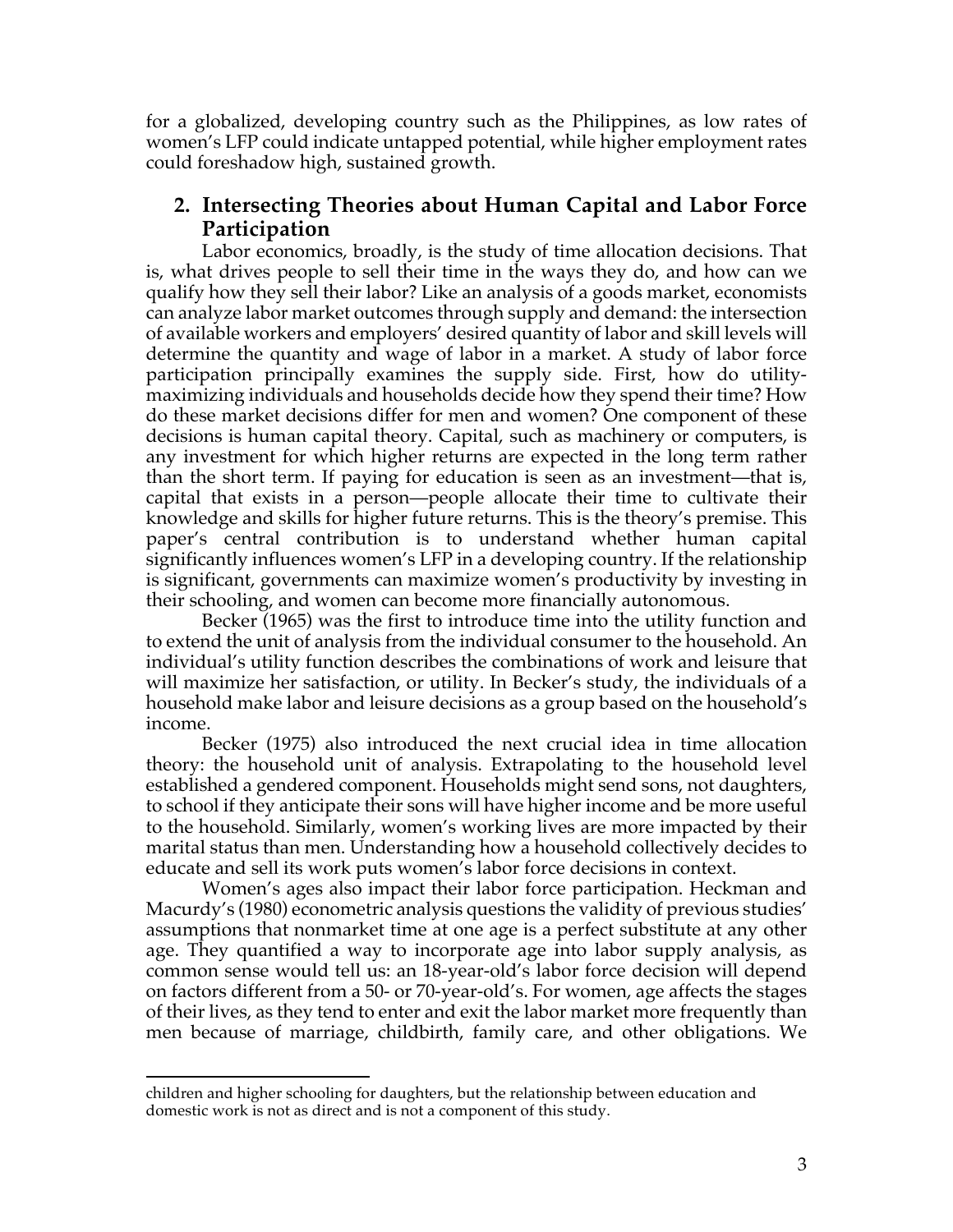for a globalized, developing country such as the Philippines, as low rates of women's LFP could indicate untapped potential, while higher employment rates could foreshadow high, sustained growth.

## 2. Intersecting Theories about Human Capital and Labor Force Participation

Labor economics, broadly, is the study of time allocation decisions. That is, what drives people to sell their time in the ways they do, and how can we qualify how they sell their labor? Like an analysis of a goods market, economists can analyze labor market outcomes through supply and demand: the intersection of available workers and employers' desired quantity of labor and skill levels will determine the quantity and wage of labor in a market. A study of labor force participation principally examines the supply side. First, how do utility-maximizing individuals and households decide how they spend their time? How do these market decisions differ for men and women? One component of these decisions is human capital theory. Capital, such as machinery or computers, is any investment for which higher returns are expected in the long term rather than the short term. If paying for education is seen as an investment—that is, capital that exists in a person—people allocate their time to cultivate their knowledge and skills for higher future returns. This is the theory's premise. This paper's central contribution is to understand whether human capital significantly influences women's LFP in a developing country. If the relationship is significant, governments can maximize women's productivity by investing in their schooling, and women can become more financially autonomous.

Becker (1965) was the first to introduce time into the utility function and to extend the unit of analysis from the individual consumer to the household. An individual's utility function describes the combinations of work and leisure that will maximize her satisfaction, or utility. In Becker's study, the individuals of a household make labor and leisure decisions as a group based on the household's income.

Becker (1975) also introduced the next crucial idea in time allocation theory: the household unit of analysis. Extrapolating to the household level established a gendered component. Households might send sons, not daughters, to school if they anticipate their sons will have higher income and be more useful to the household. Similarly, women's working lives are more impacted by their marital status than men. Understanding how a household collectively decides to educate and sell its work puts women's labor force decisions in context.

Women's ages also impact their labor force participation. Heckman and Macurdy's (1980) econometric analysis questions the validity of previous studies' assumptions that nonmarket time at one age is a perfect substitute at any other age. They quantified a way to incorporate age into labor supply analysis, as common sense would tell us: an 18-year-old's labor force decision will depend on factors different from a 50- or 70-year-old's. For women, age affects the stages of their lives, as they tend to enter and exit the labor market more frequently than men because of marriage, childbirth, family care, and other obligations. We

children and higher schooling for daughters, but the relationship between education and domestic work is not as direct and is not a component of this study.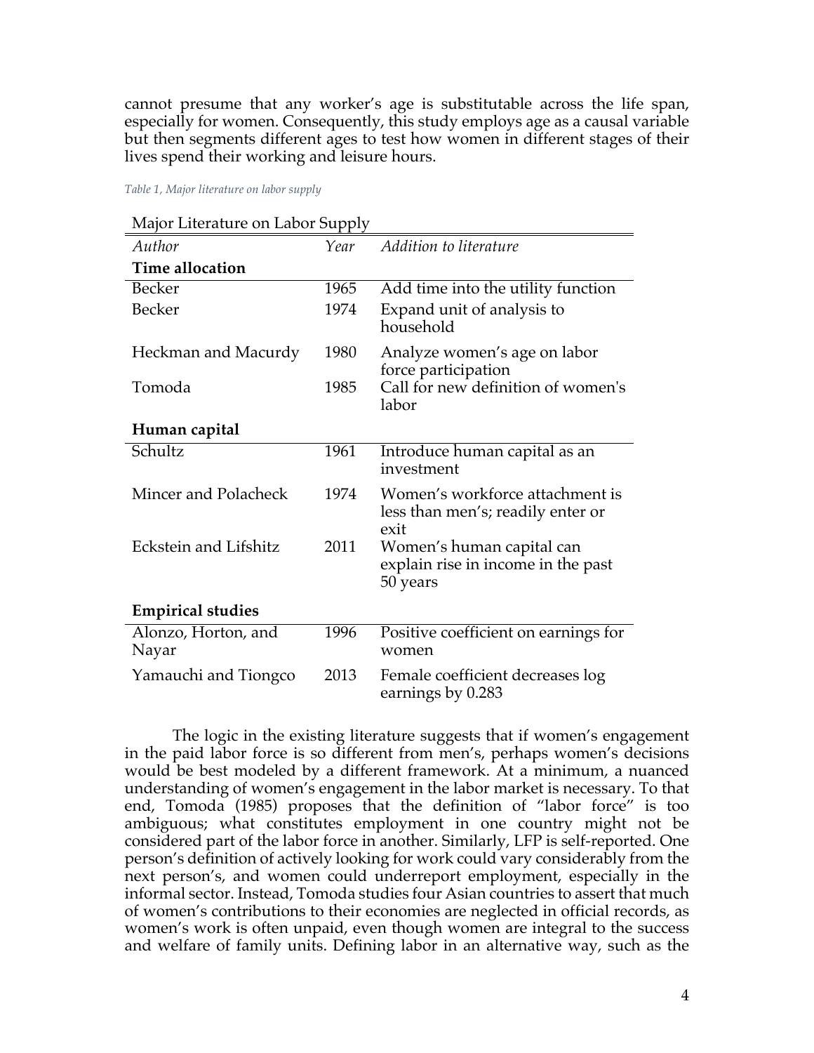cannot presume that any worker's age is substitutable across the life span, especially for women. Consequently, this study employs age as a causal variable but then segments different ages to test how women in different stages of their lives spend their working and leisure hours.

*Table 1, Major literature on labor supply*

Major Literature on Labor Supply

| *Author* | *Year* | *Addition to literature* |
|---|---|---|
| **Time allocation** | | |
| Becker | 1965 | Add time into the utility function |
| Becker | 1974 | Expand unit of analysis to household |
| Heckman and Macurdy | 1980 | Analyze women's age on labor force participation |
| Tomoda | 1985 | Call for new definition of women's labor |
| **Human capital** | | |
| Schultz | 1961 | Introduce human capital as an investment |
| Mincer and Polacheck | 1974 | Women's workforce attachment is less than men's; readily enter or exit |
| Eckstein and Lifshitz | 2011 | Women's human capital can explain rise in income in the past 50 years |
| **Empirical studies** | | |
| Alonzo, Horton, and Nayar | 1996 | Positive coefficient on earnings for women |
| Yamauchi and Tiongco | 2013 | Female coefficient decreases log earnings by 0.283 |

The logic in the existing literature suggests that if women's engagement in the paid labor force is so different from men's, perhaps women's decisions would be best modeled by a different framework. At a minimum, a nuanced understanding of women's engagement in the labor market is necessary. To that end, Tomoda (1985) proposes that the definition of "labor force" is too ambiguous; what constitutes employment in one country might not be considered part of the labor force in another. Similarly, LFP is self-reported. One person's definition of actively looking for work could vary considerably from the next person's, and women could underreport employment, especially in the informal sector. Instead, Tomoda studies four Asian countries to assert that much of women's contributions to their economies are neglected in official records, as women's work is often unpaid, even though women are integral to the success and welfare of family units. Defining labor in an alternative way, such as the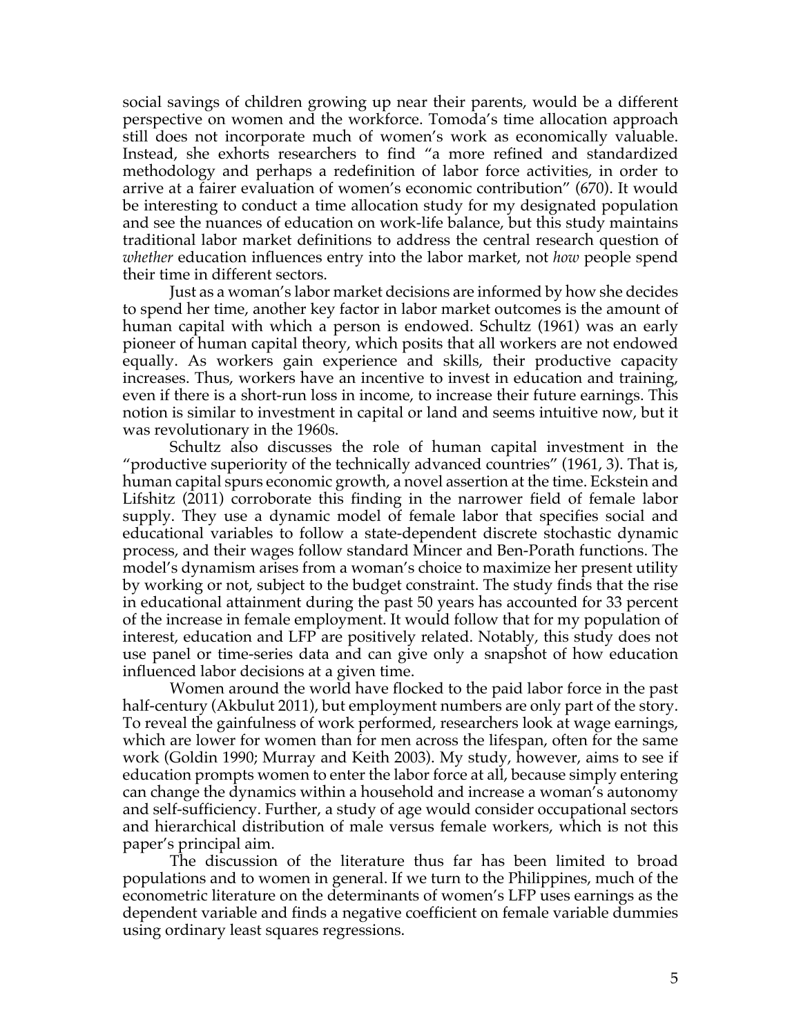social savings of children growing up near their parents, would be a different perspective on women and the workforce. Tomoda's time allocation approach still does not incorporate much of women's work as economically valuable. Instead, she exhorts researchers to find "a more refined and standardized methodology and perhaps a redefinition of labor force activities, in order to arrive at a fairer evaluation of women's economic contribution" (670). It would be interesting to conduct a time allocation study for my designated population and see the nuances of education on work-life balance, but this study maintains traditional labor market definitions to address the central research question of *whether* education influences entry into the labor market, not *how* people spend their time in different sectors.

Just as a woman's labor market decisions are informed by how she decides to spend her time, another key factor in labor market outcomes is the amount of human capital with which a person is endowed. Schultz (1961) was an early pioneer of human capital theory, which posits that all workers are not endowed equally. As workers gain experience and skills, their productive capacity increases. Thus, workers have an incentive to invest in education and training, even if there is a short-run loss in income, to increase their future earnings. This notion is similar to investment in capital or land and seems intuitive now, but it was revolutionary in the 1960s.

Schultz also discusses the role of human capital investment in the "productive superiority of the technically advanced countries" (1961, 3). That is, human capital spurs economic growth, a novel assertion at the time. Eckstein and Lifshitz (2011) corroborate this finding in the narrower field of female labor supply. They use a dynamic model of female labor that specifies social and educational variables to follow a state-dependent discrete stochastic dynamic process, and their wages follow standard Mincer and Ben-Porath functions. The model's dynamism arises from a woman's choice to maximize her present utility by working or not, subject to the budget constraint. The study finds that the rise in educational attainment during the past 50 years has accounted for 33 percent of the increase in female employment. It would follow that for my population of interest, education and LFP are positively related. Notably, this study does not use panel or time-series data and can give only a snapshot of how education influenced labor decisions at a given time.

Women around the world have flocked to the paid labor force in the past half-century (Akbulut 2011), but employment numbers are only part of the story. To reveal the gainfulness of work performed, researchers look at wage earnings, which are lower for women than for men across the lifespan, often for the same work (Goldin 1990; Murray and Keith 2003). My study, however, aims to see if education prompts women to enter the labor force at all, because simply entering can change the dynamics within a household and increase a woman's autonomy and self-sufficiency. Further, a study of age would consider occupational sectors and hierarchical distribution of male versus female workers, which is not this paper's principal aim.

The discussion of the literature thus far has been limited to broad populations and to women in general. If we turn to the Philippines, much of the econometric literature on the determinants of women's LFP uses earnings as the dependent variable and finds a negative coefficient on female variable dummies using ordinary least squares regressions.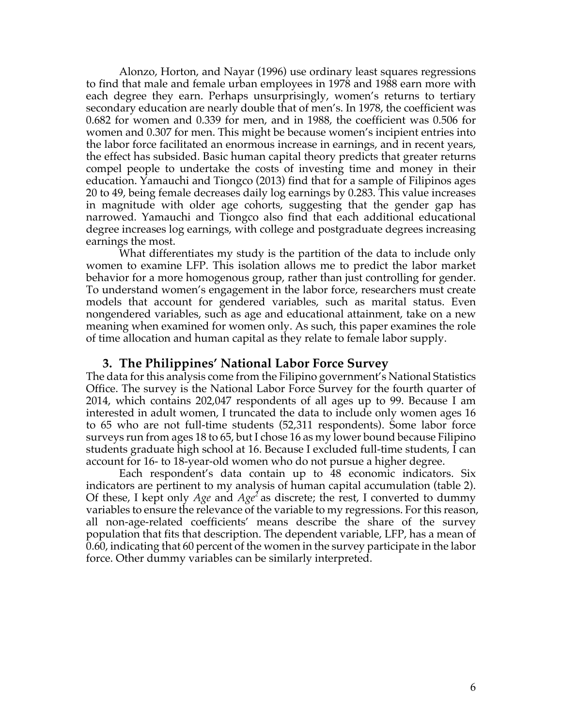Alonzo, Horton, and Nayar (1996) use ordinary least squares regressions to find that male and female urban employees in 1978 and 1988 earn more with each degree they earn. Perhaps unsurprisingly, women's returns to tertiary secondary education are nearly double that of men's. In 1978, the coefficient was 0.682 for women and 0.339 for men, and in 1988, the coefficient was 0.506 for women and 0.307 for men. This might be because women's incipient entries into the labor force facilitated an enormous increase in earnings, and in recent years, the effect has subsided. Basic human capital theory predicts that greater returns compel people to undertake the costs of investing time and money in their education. Yamauchi and Tiongco (2013) find that for a sample of Filipinos ages 20 to 49, being female decreases daily log earnings by 0.283. This value increases in magnitude with older age cohorts, suggesting that the gender gap has narrowed. Yamauchi and Tiongco also find that each additional educational degree increases log earnings, with college and postgraduate degrees increasing earnings the most.

What differentiates my study is the partition of the data to include only women to examine LFP. This isolation allows me to predict the labor market behavior for a more homogenous group, rather than just controlling for gender. To understand women's engagement in the labor force, researchers must create models that account for gendered variables, such as marital status. Even nongendered variables, such as age and educational attainment, take on a new meaning when examined for women only. As such, this paper examines the role of time allocation and human capital as they relate to female labor supply.

## 3. The Philippines' National Labor Force Survey

The data for this analysis come from the Filipino government's National Statistics Office. The survey is the National Labor Force Survey for the fourth quarter of 2014, which contains 202,047 respondents of all ages up to 99. Because I am interested in adult women, I truncated the data to include only women ages 16 to 65 who are not full-time students (52,311 respondents). Some labor force surveys run from ages 18 to 65, but I chose 16 as my lower bound because Filipino students graduate high school at 16. Because I excluded full-time students, I can account for 16- to 18-year-old women who do not pursue a higher degree.

Each respondent's data contain up to 48 economic indicators. Six indicators are pertinent to my analysis of human capital accumulation (table 2). Of these, I kept only *Age* and $Age^2$ as discrete; the rest, I converted to dummy variables to ensure the relevance of the variable to my regressions. For this reason, all non-age-related coefficients' means describe the share of the survey population that fits that description. The dependent variable, LFP, has a mean of 0.60, indicating that 60 percent of the women in the survey participate in the labor force. Other dummy variables can be similarly interpreted.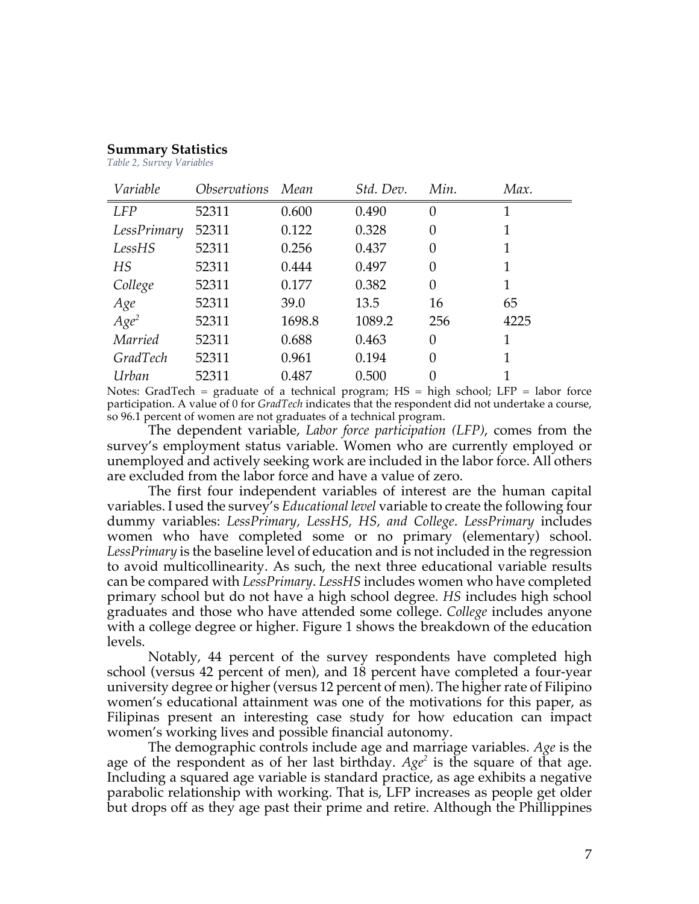**Summary Statistics**

*Table 2, Survey Variables*

| *Variable* | *Observations* | *Mean* | *Std. Dev.* | *Min.* | *Max.* |
|---|---|---|---|---|---|
| *LFP* | 52311 | 0.600 | 0.490 | 0 | 1 |
| *LessPrimary* | 52311 | 0.122 | 0.328 | 0 | 1 |
| *LessHS* | 52311 | 0.256 | 0.437 | 0 | 1 |
| *HS* | 52311 | 0.444 | 0.497 | 0 | 1 |
| *College* | 52311 | 0.177 | 0.382 | 0 | 1 |
| *Age* | 52311 | 39.0 | 13.5 | 16 | 65 |
| *$Age^2$* | 52311 | 1698.8 | 1089.2 | 256 | 4225 |
| *Married* | 52311 | 0.688 | 0.463 | 0 | 1 |
| *GradTech* | 52311 | 0.961 | 0.194 | 0 | 1 |
| *Urban* | 52311 | 0.487 | 0.500 | 0 | 1 |

Notes: GradTech = graduate of a technical program; HS = high school; LFP = labor force participation. A value of 0 for *GradTech* indicates that the respondent did not undertake a course, so 96.1 percent of women are not graduates of a technical program.

The dependent variable, *Labor force participation (LFP)*, comes from the survey's employment status variable. Women who are currently employed or unemployed and actively seeking work are included in the labor force. All others are excluded from the labor force and have a value of zero.

The first four independent variables of interest are the human capital variables. I used the survey's *Educational level* variable to create the following four dummy variables: *LessPrimary*, *LessHS, HS, and College*. *LessPrimary* includes women who have completed some or no primary (elementary) school. *LessPrimary* is the baseline level of education and is not included in the regression to avoid multicollinearity. As such, the next three educational variable results can be compared with *LessPrimary*. *LessHS* includes women who have completed primary school but do not have a high school degree. *HS* includes high school graduates and those who have attended some college. *College* includes anyone with a college degree or higher. Figure 1 shows the breakdown of the education levels.

Notably, 44 percent of the survey respondents have completed high school (versus 42 percent of men), and 18 percent have completed a four-year university degree or higher (versus 12 percent of men). The higher rate of Filipino women's educational attainment was one of the motivations for this paper, as Filipinas present an interesting case study for how education can impact women's working lives and possible financial autonomy.

The demographic controls include age and marriage variables. *Age* is the age of the respondent as of her last birthday. *$Age^2$* is the square of that age. Including a squared age variable is standard practice, as age exhibits a negative parabolic relationship with working. That is, LFP increases as people get older but drops off as they age past their prime and retire. Although the Phillippines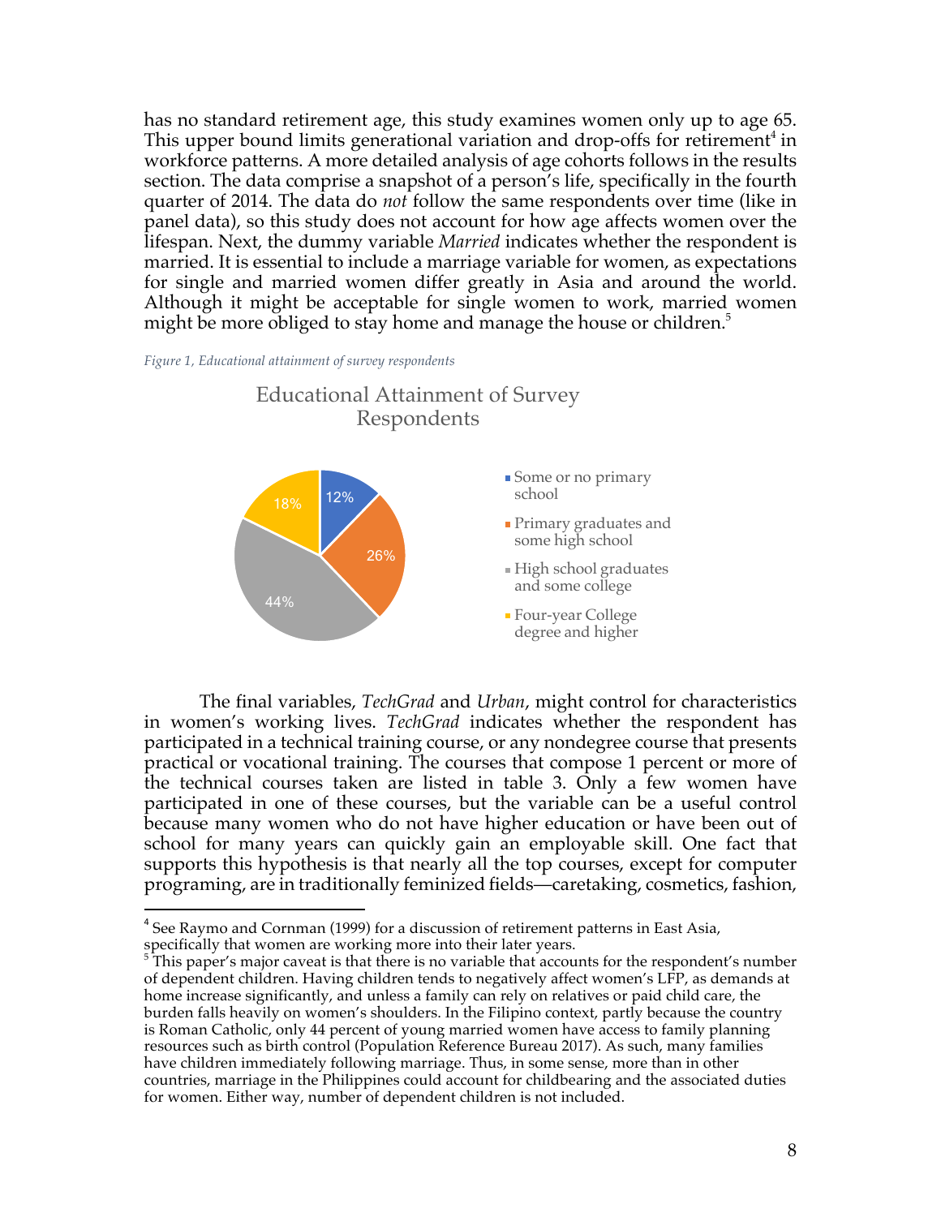has no standard retirement age, this study examines women only up to age 65. This upper bound limits generational variation and drop-offs for retirement[4] in workforce patterns. A more detailed analysis of age cohorts follows in the results section. The data comprise a snapshot of a person's life, specifically in the fourth quarter of 2014. The data do *not* follow the same respondents over time (like in panel data), so this study does not account for how age affects women over the lifespan. Next, the dummy variable *Married* indicates whether the respondent is married. It is essential to include a marriage variable for women, as expectations for single and married women differ greatly in Asia and around the world. Although it might be acceptable for single women to work, married women might be more obliged to stay home and manage the house or children.[5]

*Figure 1, Educational attainment of survey respondents*

Educational Attainment of Survey Respondents

| Category | Share |
|---|---|
| Some or no primary school | 12% |
| Primary graduates and some high school | 26% |
| High school graduates and some college | 44% |
| Four-year College degree and higher | 18% |

The final variables, *TechGrad* and *Urban*, might control for characteristics in women's working lives. *TechGrad* indicates whether the respondent has participated in a technical training course, or any nondegree course that presents practical or vocational training. The courses that compose 1 percent or more of the technical courses taken are listed in table 3. Only a few women have participated in one of these courses, but the variable can be a useful control because many women who do not have higher education or have been out of school for many years can quickly gain an employable skill. One fact that supports this hypothesis is that nearly all the top courses, except for computer programing, are in traditionally feminized fields—caretaking, cosmetics, fashion,

[4] See Raymo and Cornman (1999) for a discussion of retirement patterns in East Asia, specifically that women are working more into their later years.

[5] This paper's major caveat is that there is no variable that accounts for the respondent's number of dependent children. Having children tends to negatively affect women's LFP, as demands at home increase significantly, and unless a family can rely on relatives or paid child care, the burden falls heavily on women's shoulders. In the Filipino context, partly because the country is Roman Catholic, only 44 percent of young married women have access to family planning resources such as birth control (Population Reference Bureau 2017). As such, many families have children immediately following marriage. Thus, in some sense, more than in other countries, marriage in the Philippines could account for childbearing and the associated duties for women. Either way, number of dependent children is not included.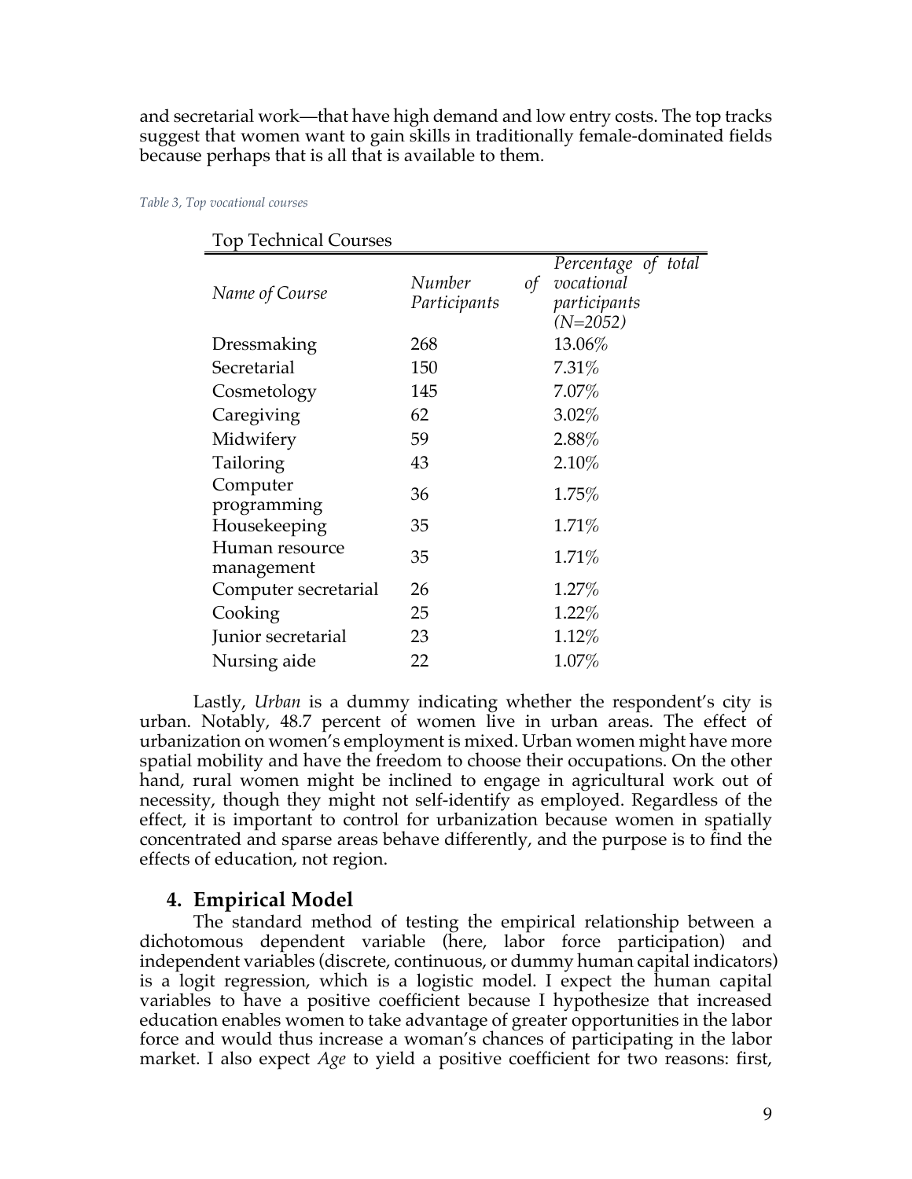and secretarial work—that have high demand and low entry costs. The top tracks suggest that women want to gain skills in traditionally female-dominated fields because perhaps that is all that is available to them.

*Table 3, Top vocational courses*

| Top Technical Courses | | |
|---|---|---|
| *Name of Course* | *Number of Participants* | *Percentage of total vocational participants (N=2052)* |
| Dressmaking | 268 | 13.06% |
| Secretarial | 150 | 7.31% |
| Cosmetology | 145 | 7.07% |
| Caregiving | 62 | 3.02% |
| Midwifery | 59 | 2.88% |
| Tailoring | 43 | 2.10% |
| Computer programming | 36 | 1.75% |
| Housekeeping | 35 | 1.71% |
| Human resource management | 35 | 1.71% |
| Computer secretarial | 26 | 1.27% |
| Cooking | 25 | 1.22% |
| Junior secretarial | 23 | 1.12% |
| Nursing aide | 22 | 1.07% |

Lastly, *Urban* is a dummy indicating whether the respondent's city is urban. Notably, 48.7 percent of women live in urban areas. The effect of urbanization on women's employment is mixed. Urban women might have more spatial mobility and have the freedom to choose their occupations. On the other hand, rural women might be inclined to engage in agricultural work out of necessity, though they might not self-identify as employed. Regardless of the effect, it is important to control for urbanization because women in spatially concentrated and sparse areas behave differently, and the purpose is to find the effects of education, not region.

## 4. Empirical Model

The standard method of testing the empirical relationship between a dichotomous dependent variable (here, labor force participation) and independent variables (discrete, continuous, or dummy human capital indicators) is a logit regression, which is a logistic model. I expect the human capital variables to have a positive coefficient because I hypothesize that increased education enables women to take advantage of greater opportunities in the labor force and would thus increase a woman's chances of participating in the labor market. I also expect *Age* to yield a positive coefficient for two reasons: first,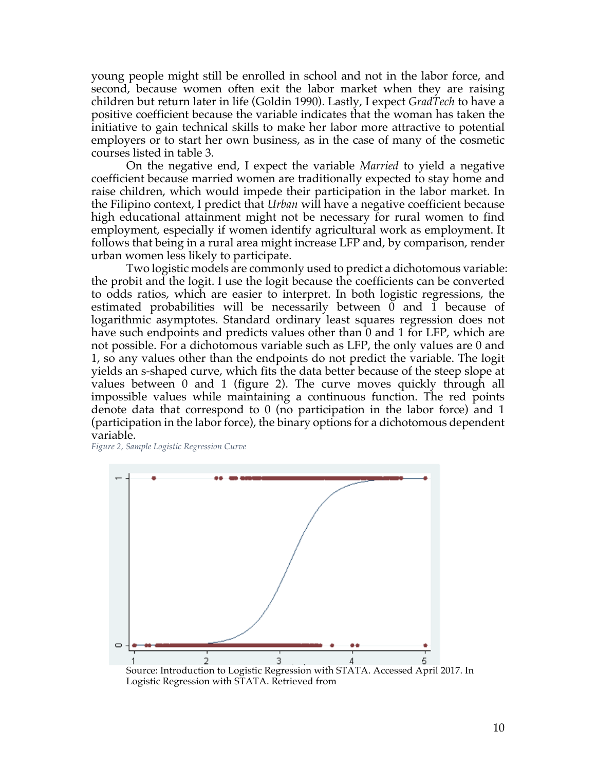young people might still be enrolled in school and not in the labor force, and second, because women often exit the labor market when they are raising children but return later in life (Goldin 1990). Lastly, I expect *GradTech* to have a positive coefficient because the variable indicates that the woman has taken the initiative to gain technical skills to make her labor more attractive to potential employers or to start her own business, as in the case of many of the cosmetic courses listed in table 3.

On the negative end, I expect the variable *Married* to yield a negative coefficient because married women are traditionally expected to stay home and raise children, which would impede their participation in the labor market. In the Filipino context, I predict that *Urban* will have a negative coefficient because high educational attainment might not be necessary for rural women to find employment, especially if women identify agricultural work as employment. It follows that being in a rural area might increase LFP and, by comparison, render urban women less likely to participate.

Two logistic models are commonly used to predict a dichotomous variable: the probit and the logit. I use the logit because the coefficients can be converted to odds ratios, which are easier to interpret. In both logistic regressions, the estimated probabilities will be necessarily between 0 and 1 because of logarithmic asymptotes. Standard ordinary least squares regression does not have such endpoints and predicts values other than 0 and 1 for LFP, which are not possible. For a dichotomous variable such as LFP, the only values are 0 and 1, so any values other than the endpoints do not predict the variable. The logit yields an s-shaped curve, which fits the data better because of the steep slope at values between 0 and 1 (figure 2). The curve moves quickly through all impossible values while maintaining a continuous function. The red points denote data that correspond to 0 (no participation in the labor force) and 1 (participation in the labor force), the binary options for a dichotomous dependent variable.

*Figure 2, Sample Logistic Regression Curve*

Source: Introduction to Logistic Regression with STATA. Accessed April 2017. In Logistic Regression with STATA. Retrieved from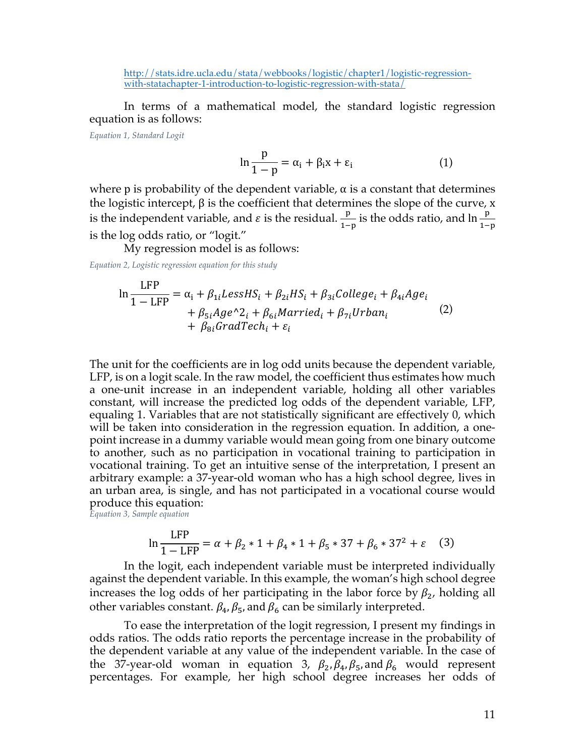http://stats.idre.ucla.edu/stata/webbooks/logistic/chapter1/logistic-regression-with-statachapter-1-introduction-to-logistic-regression-with-stata/

In terms of a mathematical model, the standard logistic regression equation is as follows:

*Equation 1, Standard Logit*

$$\ln\frac{p}{1-p} = \alpha_i + \beta_i x + \varepsilon_i \qquad (1)$$

where p is probability of the dependent variable, α is a constant that determines the logistic intercept, β is the coefficient that determines the slope of the curve, x is the independent variable, and $\varepsilon$ is the residual. $\frac{p}{1-p}$ is the odds ratio, and $\ln\frac{p}{1-p}$ is the log odds ratio, or "logit."

My regression model is as follows:

*Equation 2, Logistic regression equation for this study*

$$\ln\frac{\text{LFP}}{1-\text{LFP}} = \alpha_i + \beta_{1i}LessHS_i + \beta_{2i}HS_i + \beta_{3i}College_i + \beta_{4i}Age_i + \beta_{5i}Age\text{^}2_i + \beta_{6i}Married_i + \beta_{7i}Urban_i + \beta_{8i}GradTech_i + \varepsilon_i \qquad (2)$$

The unit for the coefficients are in log odd units because the dependent variable, LFP, is on a logit scale. In the raw model, the coefficient thus estimates how much a one-unit increase in an independent variable, holding all other variables constant, will increase the predicted log odds of the dependent variable, LFP, equaling 1. Variables that are not statistically significant are effectively 0, which will be taken into consideration in the regression equation. In addition, a one-point increase in a dummy variable would mean going from one binary outcome to another, such as no participation in vocational training to participation in vocational training. To get an intuitive sense of the interpretation, I present an arbitrary example: a 37-year-old woman who has a high school degree, lives in an urban area, is single, and has not participated in a vocational course would produce this equation:

*Equation 3, Sample equation*

$$\ln\frac{\text{LFP}}{1-\text{LFP}} = \alpha + \beta_2 * 1 + \beta_4 * 1 + \beta_5 * 37 + \beta_6 * 37^2 + \varepsilon \qquad (3)$$

In the logit, each independent variable must be interpreted individually against the dependent variable. In this example, the woman's high school degree increases the log odds of her participating in the labor force by $\beta_2$, holding all other variables constant. $\beta_4$, $\beta_5$, and $\beta_6$ can be similarly interpreted.

To ease the interpretation of the logit regression, I present my findings in odds ratios. The odds ratio reports the percentage increase in the probability of the dependent variable at any value of the independent variable. In the case of the 37-year-old woman in equation 3, $\beta_2, \beta_4, \beta_5,$ and $\beta_6$ would represent percentages. For example, her high school degree increases her odds of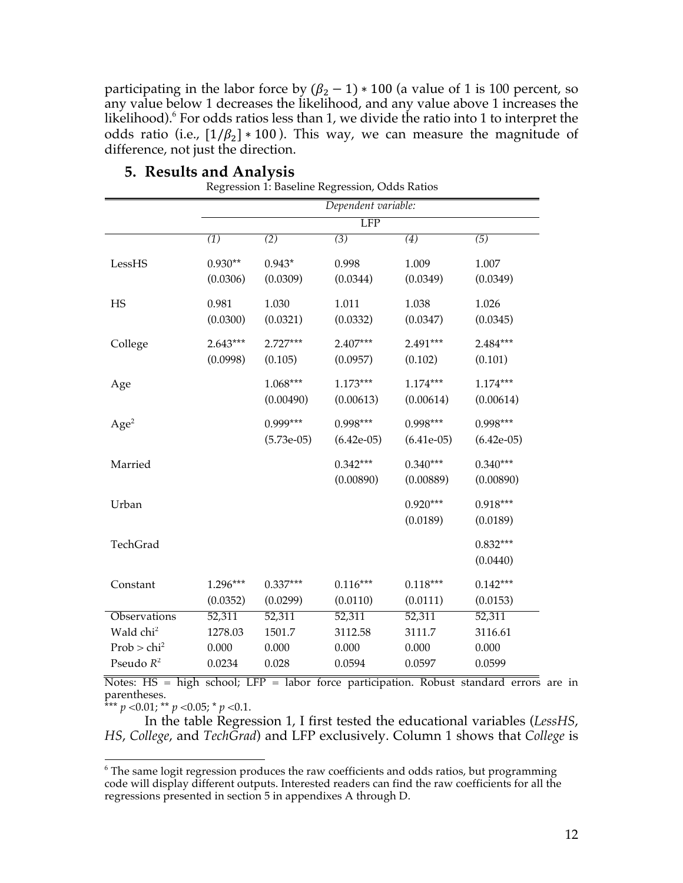participating in the labor force by $(\beta_2 - 1) * 100$ (a value of 1 is 100 percent, so any value below 1 decreases the likelihood, and any value above 1 increases the likelihood).[6] For odds ratios less than 1, we divide the ratio into 1 to interpret the odds ratio (i.e., $[1/\beta_2] * 100$). This way, we can measure the magnitude of difference, not just the direction.

## 5. Results and Analysis

Regression 1: Baseline Regression, Odds Ratios

| | *Dependent variable:* | | | | |
|---|---|---|---|---|---|
| | LFP | | | | |
| | *(1)* | *(2)* | *(3)* | *(4)* | *(5)* |
| LessHS | 0.930** | 0.943* | 0.998 | 1.009 | 1.007 |
| | (0.0306) | (0.0309) | (0.0344) | (0.0349) | (0.0349) |
| HS | 0.981 | 1.030 | 1.011 | 1.038 | 1.026 |
| | (0.0300) | (0.0321) | (0.0332) | (0.0347) | (0.0345) |
| College | 2.643*** | 2.727*** | 2.407*** | 2.491*** | 2.484*** |
| | (0.0998) | (0.105) | (0.0957) | (0.102) | (0.101) |
| Age | | 1.068*** | 1.173*** | 1.174*** | 1.174*** |
| | | (0.00490) | (0.00613) | (0.00614) | (0.00614) |
| Age$^2$ | | 0.999*** | 0.998*** | 0.998*** | 0.998*** |
| | | (5.73e-05) | (6.42e-05) | (6.41e-05) | (6.42e-05) |
| Married | | | 0.342*** | 0.340*** | 0.340*** |
| | | | (0.00890) | (0.00889) | (0.00890) |
| Urban | | | | 0.920*** | 0.918*** |
| | | | | (0.0189) | (0.0189) |
| TechGrad | | | | | 0.832*** |
| | | | | | (0.0440) |
| Constant | 1.296*** | 0.337*** | 0.116*** | 0.118*** | 0.142*** |
| | (0.0352) | (0.0299) | (0.0110) | (0.0111) | (0.0153) |
| Observations | 52,311 | 52,311 | 52,311 | 52,311 | 52,311 |
| Wald chi$^2$ | 1278.03 | 1501.7 | 3112.58 | 3111.7 | 3116.61 |
| Prob > chi$^2$ | 0.000 | 0.000 | 0.000 | 0.000 | 0.000 |
| Pseudo $R^2$ | 0.0234 | 0.028 | 0.0594 | 0.0597 | 0.0599 |

Notes: HS = high school; LFP = labor force participation. Robust standard errors are in parentheses.
*** $p < 0.01$; ** $p < 0.05$; * $p < 0.1$.

In the table Regression 1, I first tested the educational variables (*LessHS*, *HS*, *College*, and *TechGrad*) and LFP exclusively. Column 1 shows that *College* is

[6] The same logit regression produces the raw coefficients and odds ratios, but programming code will display different outputs. Interested readers can find the raw coefficients for all the regressions presented in section 5 in appendixes A through D.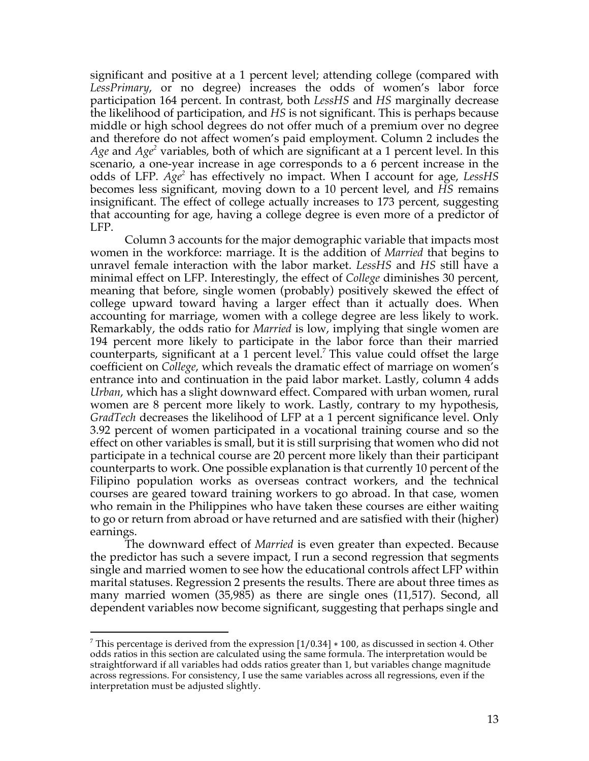significant and positive at a 1 percent level; attending college (compared with *LessPrimary*, or no degree) increases the odds of women's labor force participation 164 percent. In contrast, both *LessHS* and *HS* marginally decrease the likelihood of participation, and *HS* is not significant. This is perhaps because middle or high school degrees do not offer much of a premium over no degree and therefore do not affect women's paid employment. Column 2 includes the *Age* and *Age*$^2$ variables, both of which are significant at a 1 percent level. In this scenario, a one-year increase in age corresponds to a 6 percent increase in the odds of LFP. *Age*$^2$ has effectively no impact. When I account for age, *LessHS* becomes less significant, moving down to a 10 percent level, and *HS* remains insignificant. The effect of college actually increases to 173 percent, suggesting that accounting for age, having a college degree is even more of a predictor of LFP.

Column 3 accounts for the major demographic variable that impacts most women in the workforce: marriage. It is the addition of *Married* that begins to unravel female interaction with the labor market. *LessHS* and *HS* still have a minimal effect on LFP. Interestingly, the effect of *College* diminishes 30 percent, meaning that before, single women (probably) positively skewed the effect of college upward toward having a larger effect than it actually does. When accounting for marriage, women with a college degree are less likely to work. Remarkably, the odds ratio for *Married* is low, implying that single women are 194 percent more likely to participate in the labor force than their married counterparts, significant at a 1 percent level.[7] This value could offset the large coefficient on *College*, which reveals the dramatic effect of marriage on women's entrance into and continuation in the paid labor market. Lastly, column 4 adds *Urban*, which has a slight downward effect. Compared with urban women, rural women are 8 percent more likely to work. Lastly, contrary to my hypothesis, *GradTech* decreases the likelihood of LFP at a 1 percent significance level. Only 3.92 percent of women participated in a vocational training course and so the effect on other variables is small, but it is still surprising that women who did not participate in a technical course are 20 percent more likely than their participant counterparts to work. One possible explanation is that currently 10 percent of the Filipino population works as overseas contract workers, and the technical courses are geared toward training workers to go abroad. In that case, women who remain in the Philippines who have taken these courses are either waiting to go or return from abroad or have returned and are satisfied with their (higher) earnings.

The downward effect of *Married* is even greater than expected. Because the predictor has such a severe impact, I run a second regression that segments single and married women to see how the educational controls affect LFP within marital statuses. Regression 2 presents the results. There are about three times as many married women (35,985) as there are single ones (11,517). Second, all dependent variables now become significant, suggesting that perhaps single and

---

[7] This percentage is derived from the expression $[1/0.34] * 100$, as discussed in section 4. Other odds ratios in this section are calculated using the same formula. The interpretation would be straightforward if all variables had odds ratios greater than 1, but variables change magnitude across regressions. For consistency, I use the same variables across all regressions, even if the interpretation must be adjusted slightly.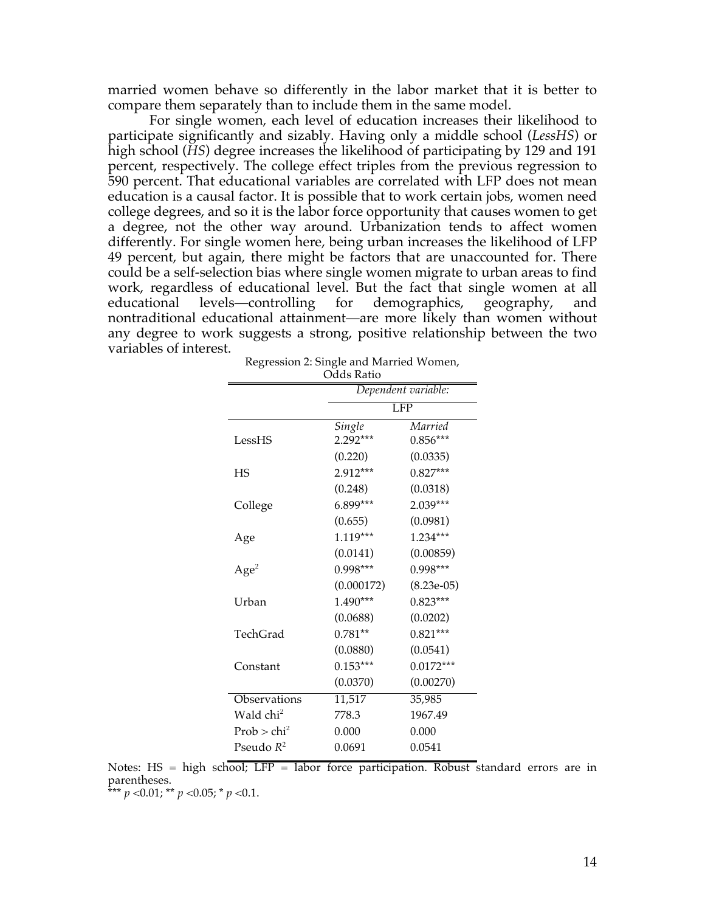married women behave so differently in the labor market that it is better to compare them separately than to include them in the same model.

For single women, each level of education increases their likelihood to participate significantly and sizably. Having only a middle school (*LessHS*) or high school (*HS*) degree increases the likelihood of participating by 129 and 191 percent, respectively. The college effect triples from the previous regression to 590 percent. That educational variables are correlated with LFP does not mean education is a causal factor. It is possible that to work certain jobs, women need college degrees, and so it is the labor force opportunity that causes women to get a degree, not the other way around. Urbanization tends to affect women differently. For single women here, being urban increases the likelihood of LFP 49 percent, but again, there might be factors that are unaccounted for. There could be a self-selection bias where single women migrate to urban areas to find work, regardless of educational level. But the fact that single women at all educational levels—controlling for demographics, geography, and nontraditional educational attainment—are more likely than women without any degree to work suggests a strong, positive relationship between the two variables of interest.

Regression 2: Single and Married Women, Odds Ratio

| | *Dependent variable:* | |
|---|---|---|
| | LFP | |
| | *Single* | *Married* |
| LessHS | 2.292*** | 0.856*** |
| | (0.220) | (0.0335) |
| HS | 2.912*** | 0.827*** |
| | (0.248) | (0.0318) |
| College | 6.899*** | 2.039*** |
| | (0.655) | (0.0981) |
| Age | 1.119*** | 1.234*** |
| | (0.0141) | (0.00859) |
| $Age^2$ | 0.998*** | 0.998*** |
| | (0.000172) | (8.23e-05) |
| Urban | 1.490*** | 0.823*** |
| | (0.0688) | (0.0202) |
| TechGrad | 0.781** | 0.821*** |
| | (0.0880) | (0.0541) |
| Constant | 0.153*** | 0.0172*** |
| | (0.0370) | (0.00270) |
| Observations | 11,517 | 35,985 |
| Wald $chi^2$ | 778.3 | 1967.49 |
| Prob > $chi^2$ | 0.000 | 0.000 |
| Pseudo $R^2$ | 0.0691 | 0.0541 |

Notes: HS = high school; LFP = labor force participation. Robust standard errors are in parentheses.
*** $p$ <0.01; ** $p$ <0.05; * $p$ <0.1.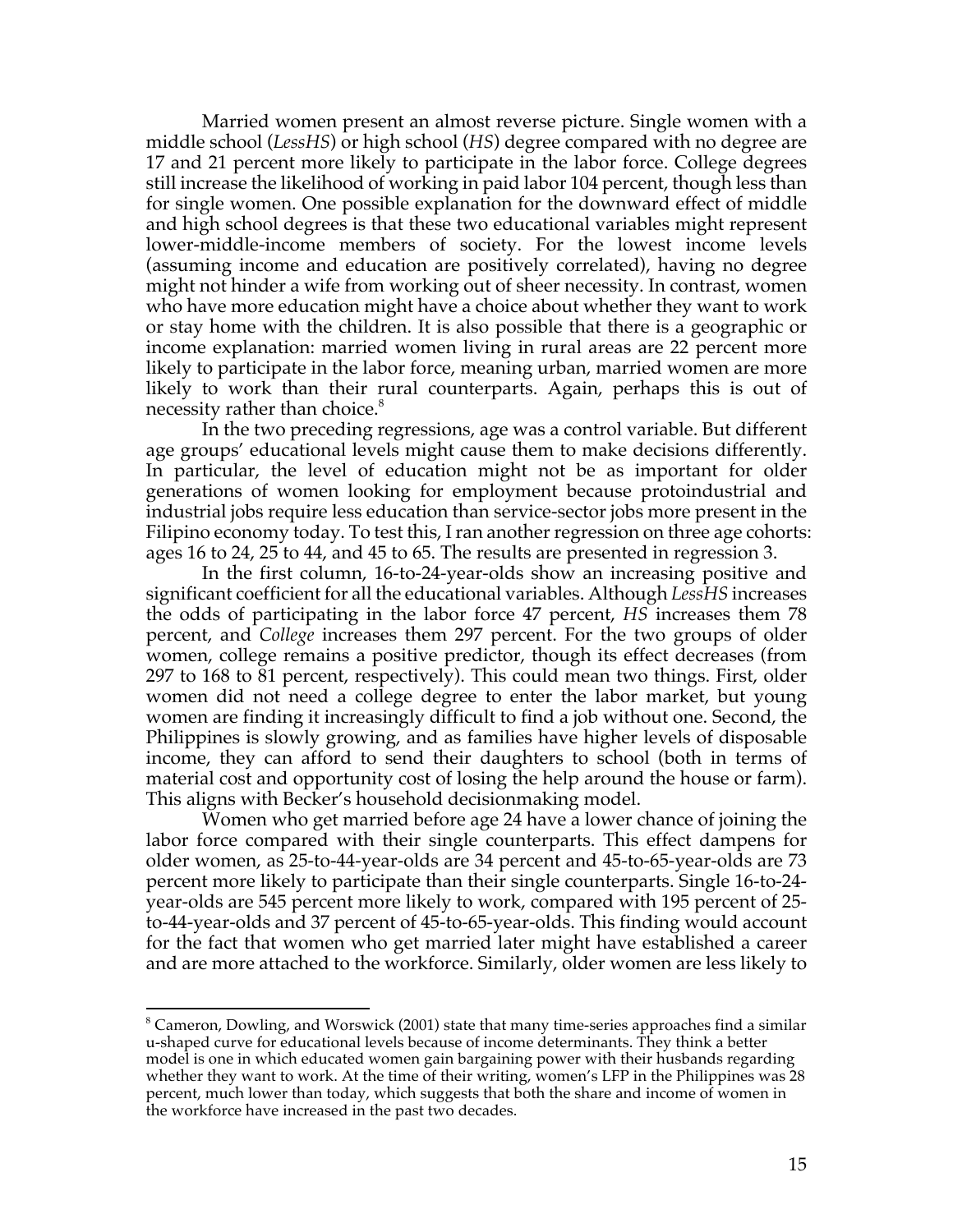Married women present an almost reverse picture. Single women with a middle school (*LessHS*) or high school (*HS*) degree compared with no degree are 17 and 21 percent more likely to participate in the labor force. College degrees still increase the likelihood of working in paid labor 104 percent, though less than for single women. One possible explanation for the downward effect of middle and high school degrees is that these two educational variables might represent lower-middle-income members of society. For the lowest income levels (assuming income and education are positively correlated), having no degree might not hinder a wife from working out of sheer necessity. In contrast, women who have more education might have a choice about whether they want to work or stay home with the children. It is also possible that there is a geographic or income explanation: married women living in rural areas are 22 percent more likely to participate in the labor force, meaning urban, married women are more likely to work than their rural counterparts. Again, perhaps this is out of necessity rather than choice.[8]

In the two preceding regressions, age was a control variable. But different age groups' educational levels might cause them to make decisions differently. In particular, the level of education might not be as important for older generations of women looking for employment because protoindustrial and industrial jobs require less education than service-sector jobs more present in the Filipino economy today. To test this, I ran another regression on three age cohorts: ages 16 to 24, 25 to 44, and 45 to 65. The results are presented in regression 3.

In the first column, 16-to-24-year-olds show an increasing positive and significant coefficient for all the educational variables. Although *LessHS* increases the odds of participating in the labor force 47 percent, *HS* increases them 78 percent, and *College* increases them 297 percent. For the two groups of older women, college remains a positive predictor, though its effect decreases (from 297 to 168 to 81 percent, respectively). This could mean two things. First, older women did not need a college degree to enter the labor market, but young women are finding it increasingly difficult to find a job without one. Second, the Philippines is slowly growing, and as families have higher levels of disposable income, they can afford to send their daughters to school (both in terms of material cost and opportunity cost of losing the help around the house or farm). This aligns with Becker's household decisionmaking model.

Women who get married before age 24 have a lower chance of joining the labor force compared with their single counterparts. This effect dampens for older women, as 25-to-44-year-olds are 34 percent and 45-to-65-year-olds are 73 percent more likely to participate than their single counterparts. Single 16-to-24-year-olds are 545 percent more likely to work, compared with 195 percent of 25-to-44-year-olds and 37 percent of 45-to-65-year-olds. This finding would account for the fact that women who get married later might have established a career and are more attached to the workforce. Similarly, older women are less likely to

---

[8] Cameron, Dowling, and Worswick (2001) state that many time-series approaches find a similar u-shaped curve for educational levels because of income determinants. They think a better model is one in which educated women gain bargaining power with their husbands regarding whether they want to work. At the time of their writing, women's LFP in the Philippines was 28 percent, much lower than today, which suggests that both the share and income of women in the workforce have increased in the past two decades.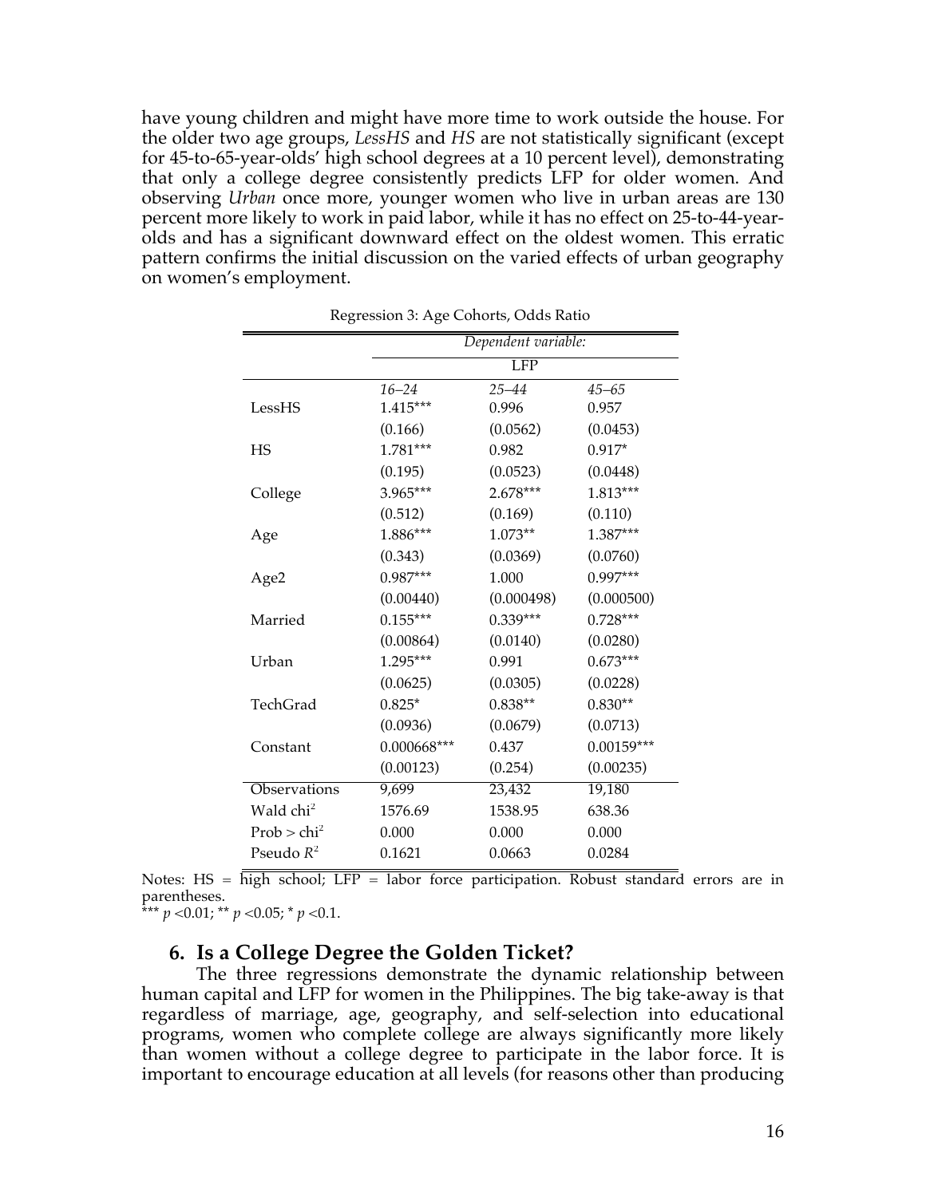have young children and might have more time to work outside the house. For the older two age groups, *LessHS* and *HS* are not statistically significant (except for 45-to-65-year-olds' high school degrees at a 10 percent level), demonstrating that only a college degree consistently predicts LFP for older women. And observing *Urban* once more, younger women who live in urban areas are 130 percent more likely to work in paid labor, while it has no effect on 25-to-44-year-olds and has a significant downward effect on the oldest women. This erratic pattern confirms the initial discussion on the varied effects of urban geography on women's employment.

Regression 3: Age Cohorts, Odds Ratio

| | *Dependent variable:* | | |
|---|---|---|---|
| | LFP | | |
| | *16–24* | *25–44* | *45–65* |
| LessHS | 1.415*** | 0.996 | 0.957 |
| | (0.166) | (0.0562) | (0.0453) |
| HS | 1.781*** | 0.982 | 0.917* |
| | (0.195) | (0.0523) | (0.0448) |
| College | 3.965*** | 2.678*** | 1.813*** |
| | (0.512) | (0.169) | (0.110) |
| Age | 1.886*** | 1.073** | 1.387*** |
| | (0.343) | (0.0369) | (0.0760) |
| Age2 | 0.987*** | 1.000 | 0.997*** |
| | (0.00440) | (0.000498) | (0.000500) |
| Married | 0.155*** | 0.339*** | 0.728*** |
| | (0.00864) | (0.0140) | (0.0280) |
| Urban | 1.295*** | 0.991 | 0.673*** |
| | (0.0625) | (0.0305) | (0.0228) |
| TechGrad | 0.825* | 0.838** | 0.830** |
| | (0.0936) | (0.0679) | (0.0713) |
| Constant | 0.000668*** | 0.437 | 0.00159*** |
| | (0.00123) | (0.254) | (0.00235) |
| Observations | 9,699 | 23,432 | 19,180 |
| Wald $chi^2$ | 1576.69 | 1538.95 | 638.36 |
| Prob > $chi^2$ | 0.000 | 0.000 | 0.000 |
| Pseudo $R^2$ | 0.1621 | 0.0663 | 0.0284 |

Notes: HS = high school; LFP = labor force participation. Robust standard errors are in parentheses.
*** $p$ <0.01; ** $p$ <0.05; * $p$ <0.1.

## 6. Is a College Degree the Golden Ticket?

The three regressions demonstrate the dynamic relationship between human capital and LFP for women in the Philippines. The big take-away is that regardless of marriage, age, geography, and self-selection into educational programs, women who complete college are always significantly more likely than women without a college degree to participate in the labor force. It is important to encourage education at all levels (for reasons other than producing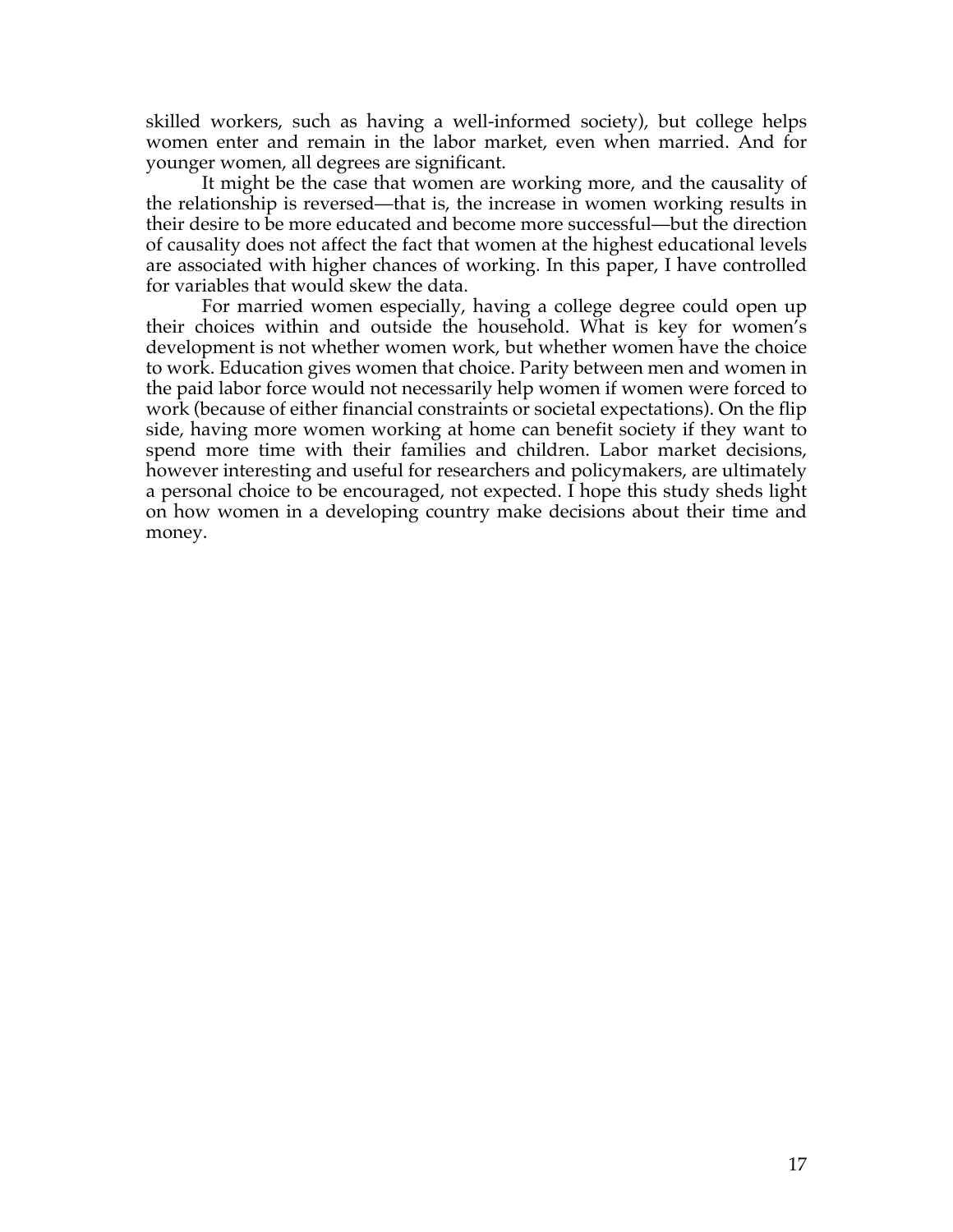skilled workers, such as having a well-informed society), but college helps women enter and remain in the labor market, even when married. And for younger women, all degrees are significant.

It might be the case that women are working more, and the causality of the relationship is reversed—that is, the increase in women working results in their desire to be more educated and become more successful—but the direction of causality does not affect the fact that women at the highest educational levels are associated with higher chances of working. In this paper, I have controlled for variables that would skew the data.

For married women especially, having a college degree could open up their choices within and outside the household. What is key for women's development is not whether women work, but whether women have the choice to work. Education gives women that choice. Parity between men and women in the paid labor force would not necessarily help women if women were forced to work (because of either financial constraints or societal expectations). On the flip side, having more women working at home can benefit society if they want to spend more time with their families and children. Labor market decisions, however interesting and useful for researchers and policymakers, are ultimately a personal choice to be encouraged, not expected. I hope this study sheds light on how women in a developing country make decisions about their time and money.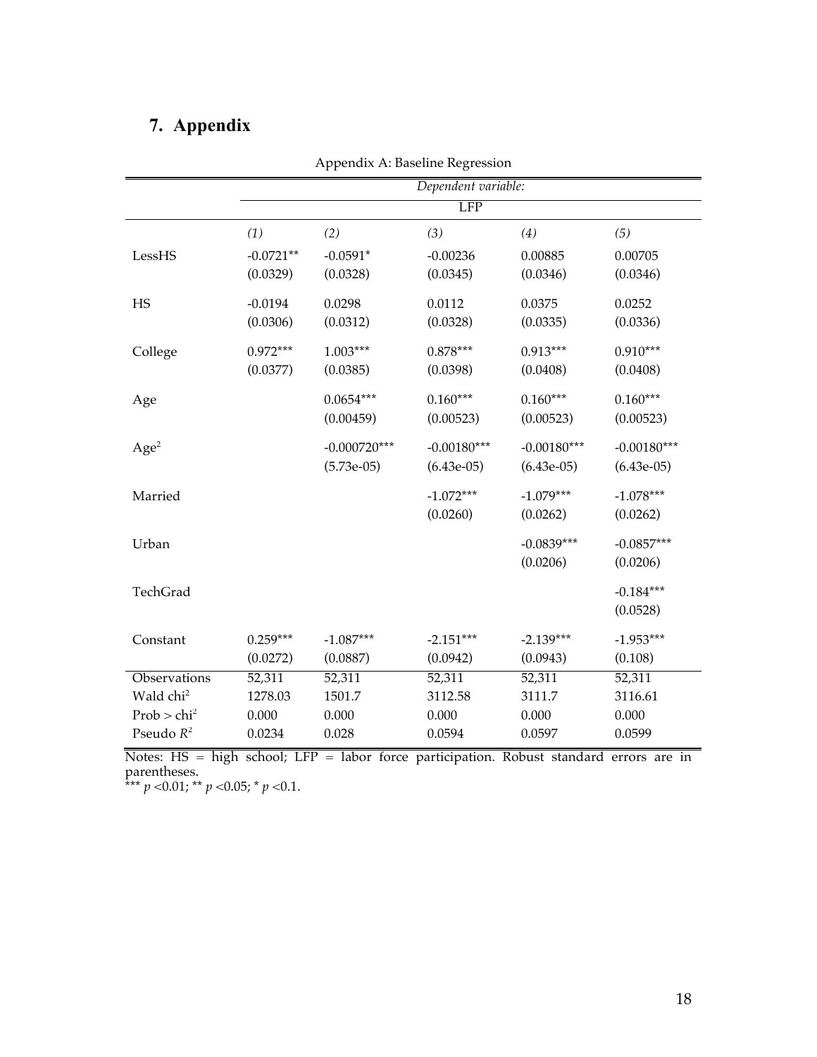## 7. Appendix

Appendix A: Baseline Regression

| | *Dependent variable:* | | | | |
|---|---|---|---|---|---|
| | LFP | | | | |
| | *(1)* | *(2)* | *(3)* | *(4)* | *(5)* |
| LessHS | -0.0721** | -0.0591* | -0.00236 | 0.00885 | 0.00705 |
| | (0.0329) | (0.0328) | (0.0345) | (0.0346) | (0.0346) |
| HS | -0.0194 | 0.0298 | 0.0112 | 0.0375 | 0.0252 |
| | (0.0306) | (0.0312) | (0.0328) | (0.0335) | (0.0336) |
| College | 0.972*** | 1.003*** | 0.878*** | 0.913*** | 0.910*** |
| | (0.0377) | (0.0385) | (0.0398) | (0.0408) | (0.0408) |
| Age | | 0.0654*** | 0.160*** | 0.160*** | 0.160*** |
| | | (0.00459) | (0.00523) | (0.00523) | (0.00523) |
| $Age^2$ | | -0.000720*** | -0.00180*** | -0.00180*** | -0.00180*** |
| | | (5.73e-05) | (6.43e-05) | (6.43e-05) | (6.43e-05) |
| Married | | | -1.072*** | -1.079*** | -1.078*** |
| | | | (0.0260) | (0.0262) | (0.0262) |
| Urban | | | | -0.0839*** | -0.0857*** |
| | | | | (0.0206) | (0.0206) |
| TechGrad | | | | | -0.184*** |
| | | | | | (0.0528) |
| Constant | 0.259*** | -1.087*** | -2.151*** | -2.139*** | -1.953*** |
| | (0.0272) | (0.0887) | (0.0942) | (0.0943) | (0.108) |
| Observations | 52,311 | 52,311 | 52,311 | 52,311 | 52,311 |
| Wald $chi^2$ | 1278.03 | 1501.7 | 3112.58 | 3111.7 | 3116.61 |
| Prob > $chi^2$ | 0.000 | 0.000 | 0.000 | 0.000 | 0.000 |
| Pseudo $R^2$ | 0.0234 | 0.028 | 0.0594 | 0.0597 | 0.0599 |

Notes: HS = high school; LFP = labor force participation. Robust standard errors are in parentheses.
*** $p < 0.01$; ** $p < 0.05$; * $p < 0.1$.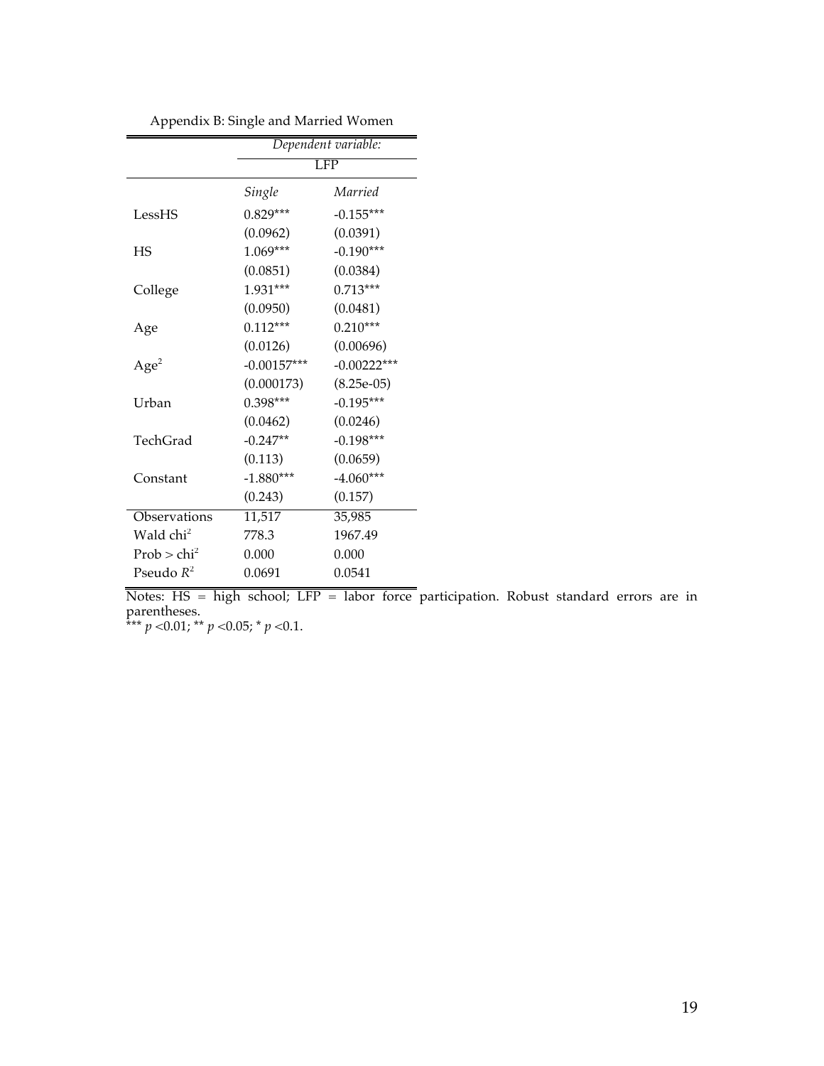Appendix B: Single and Married Women

| | *Dependent variable:* | |
|---|---|---|
| | LFP | |
| | *Single* | *Married* |
| LessHS | 0.829*** | -0.155*** |
| | (0.0962) | (0.0391) |
| HS | 1.069*** | -0.190*** |
| | (0.0851) | (0.0384) |
| College | 1.931*** | 0.713*** |
| | (0.0950) | (0.0481) |
| Age | 0.112*** | 0.210*** |
| | (0.0126) | (0.00696) |
| $Age^2$ | -0.00157*** | -0.00222*** |
| | (0.000173) | (8.25e-05) |
| Urban | 0.398*** | -0.195*** |
| | (0.0462) | (0.0246) |
| TechGrad | -0.247** | -0.198*** |
| | (0.113) | (0.0659) |
| Constant | -1.880*** | -4.060*** |
| | (0.243) | (0.157) |
| Observations | 11,517 | 35,985 |
| Wald $chi^2$ | 778.3 | 1967.49 |
| Prob > $chi^2$ | 0.000 | 0.000 |
| Pseudo $R^2$ | 0.0691 | 0.0541 |

Notes: HS = high school; LFP = labor force participation. Robust standard errors are in parentheses.
*** $p$ <0.01; ** $p$ <0.05; * $p$ <0.1.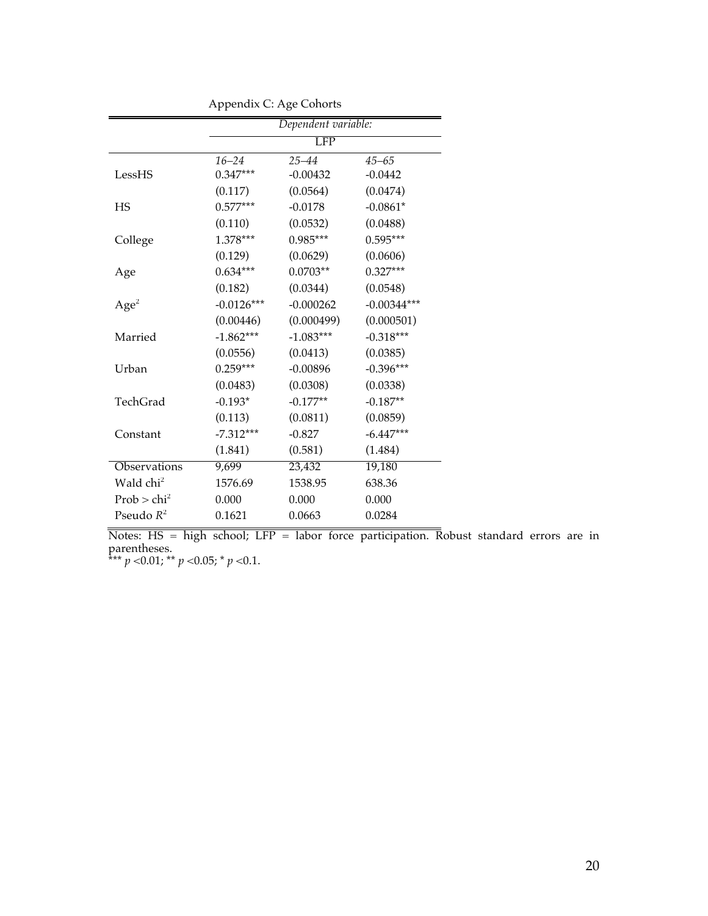Appendix C: Age Cohorts

| | *Dependent variable:* | | |
|---|---|---|---|
| | LFP | | |
| | *16–24* | *25–44* | *45–65* |
| LessHS | 0.347*** | -0.00432 | -0.0442 |
| | (0.117) | (0.0564) | (0.0474) |
| HS | 0.577*** | -0.0178 | -0.0861* |
| | (0.110) | (0.0532) | (0.0488) |
| College | 1.378*** | 0.985*** | 0.595*** |
| | (0.129) | (0.0629) | (0.0606) |
| Age | 0.634*** | 0.0703** | 0.327*** |
| | (0.182) | (0.0344) | (0.0548) |
| $Age^2$ | -0.0126*** | -0.000262 | -0.00344*** |
| | (0.00446) | (0.000499) | (0.000501) |
| Married | -1.862*** | -1.083*** | -0.318*** |
| | (0.0556) | (0.0413) | (0.0385) |
| Urban | 0.259*** | -0.00896 | -0.396*** |
| | (0.0483) | (0.0308) | (0.0338) |
| TechGrad | -0.193* | -0.177** | -0.187** |
| | (0.113) | (0.0811) | (0.0859) |
| Constant | -7.312*** | -0.827 | -6.447*** |
| | (1.841) | (0.581) | (1.484) |
| Observations | 9,699 | 23,432 | 19,180 |
| Wald $chi^2$ | 1576.69 | 1538.95 | 638.36 |
| Prob > $chi^2$ | 0.000 | 0.000 | 0.000 |
| Pseudo $R^2$ | 0.1621 | 0.0663 | 0.0284 |

Notes: HS = high school; LFP = labor force participation. Robust standard errors are in parentheses.
*** $p < 0.01$; ** $p < 0.05$; * $p < 0.1$.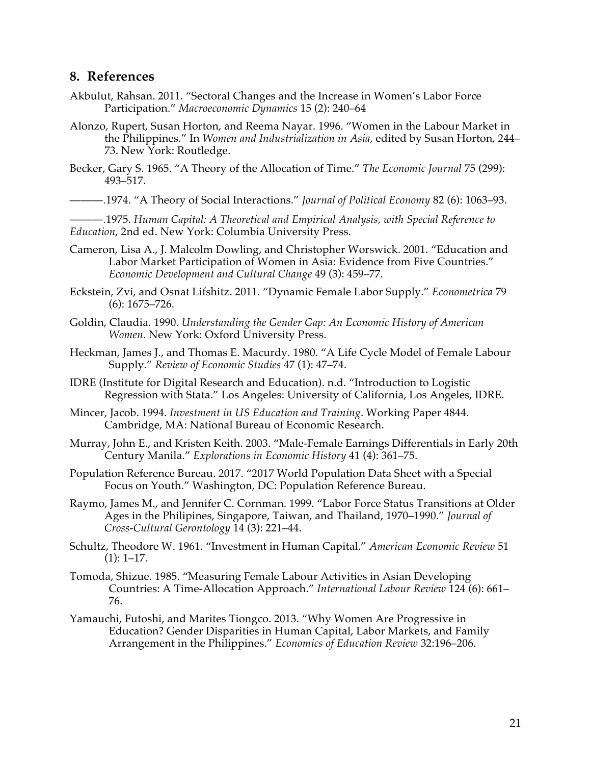## 8. References

Akbulut, Rahsan. 2011. “Sectoral Changes and the Increase in Women’s Labor Force Participation.” *Macroeconomic Dynamics* 15 (2): 240–64

Alonzo, Rupert, Susan Horton, and Reema Nayar. 1996. “Women in the Labour Market in the Philippines.” In *Women and Industrialization in Asia*, edited by Susan Horton, 244–73. New York: Routledge.

Becker, Gary S. 1965. “A Theory of the Allocation of Time.” *The Economic Journal* 75 (299): 493–517.

———.1974. “A Theory of Social Interactions.” *Journal of Political Economy* 82 (6): 1063–93.

———.1975. *Human Capital: A Theoretical and Empirical Analysis, with Special Reference to Education*, 2nd ed. New York: Columbia University Press.

Cameron, Lisa A., J. Malcolm Dowling, and Christopher Worswick. 2001. “Education and Labor Market Participation of Women in Asia: Evidence from Five Countries.” *Economic Development and Cultural Change* 49 (3): 459–77.

Eckstein, Zvi, and Osnat Lifshitz. 2011. “Dynamic Female Labor Supply.” *Econometrica* 79 (6): 1675–726.

Goldin, Claudia. 1990. *Understanding the Gender Gap: An Economic History of American Women*. New York: Oxford University Press.

Heckman, James J., and Thomas E. Macurdy. 1980. “A Life Cycle Model of Female Labour Supply.” *Review of Economic Studies* 47 (1): 47–74.

IDRE (Institute for Digital Research and Education). n.d. “Introduction to Logistic Regression with Stata.” Los Angeles: University of California, Los Angeles, IDRE.

Mincer, Jacob. 1994. *Investment in US Education and Training*. Working Paper 4844. Cambridge, MA: National Bureau of Economic Research.

Murray, John E., and Kristen Keith. 2003. “Male-Female Earnings Differentials in Early 20th Century Manila.” *Explorations in Economic History* 41 (4): 361–75.

Population Reference Bureau. 2017. “2017 World Population Data Sheet with a Special Focus on Youth.” Washington, DC: Population Reference Bureau.

Raymo, James M., and Jennifer C. Cornman. 1999. “Labor Force Status Transitions at Older Ages in the Philipines, Singapore, Taiwan, and Thailand, 1970–1990.” *Journal of Cross-Cultural Gerontology* 14 (3): 221–44.

Schultz, Theodore W. 1961. “Investment in Human Capital.” *American Economic Review* 51 (1): 1–17.

Tomoda, Shizue. 1985. “Measuring Female Labour Activities in Asian Developing Countries: A Time-Allocation Approach.” *International Labour Review* 124 (6): 661–76.

Yamauchi, Futoshi, and Marites Tiongco. 2013. “Why Women Are Progressive in Education? Gender Disparities in Human Capital, Labor Markets, and Family Arrangement in the Philippines.” *Economics of Education Review* 32:196–206.